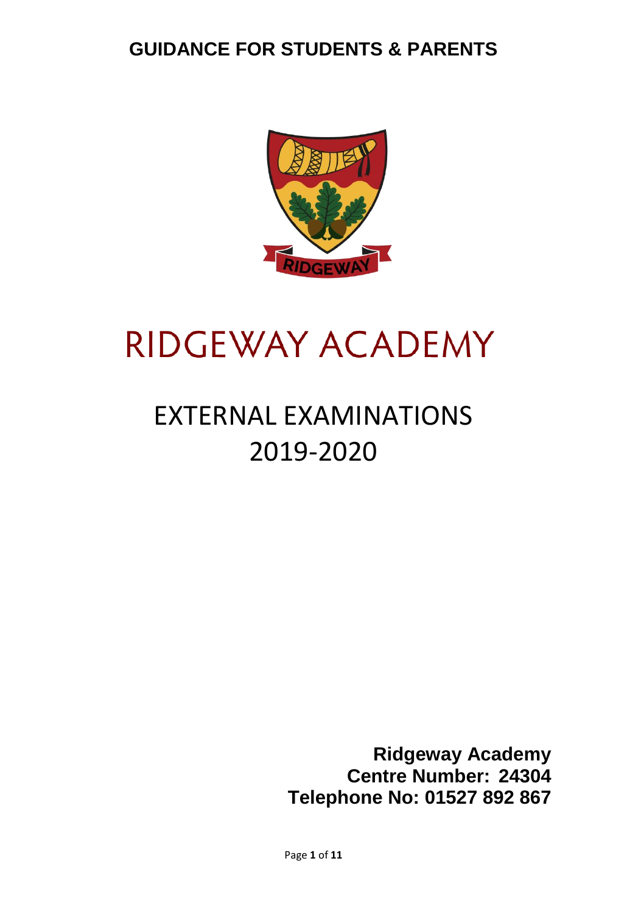# GUIDANCE FOR STUDENTS & PARENTS

# RIDGEWAY ACADEMY

## EXTERNAL EXAMINATIONS 2019-2020

**Ridgeway Academy**
**Centre Number: 24304**
**Telephone No: 01527 892 867**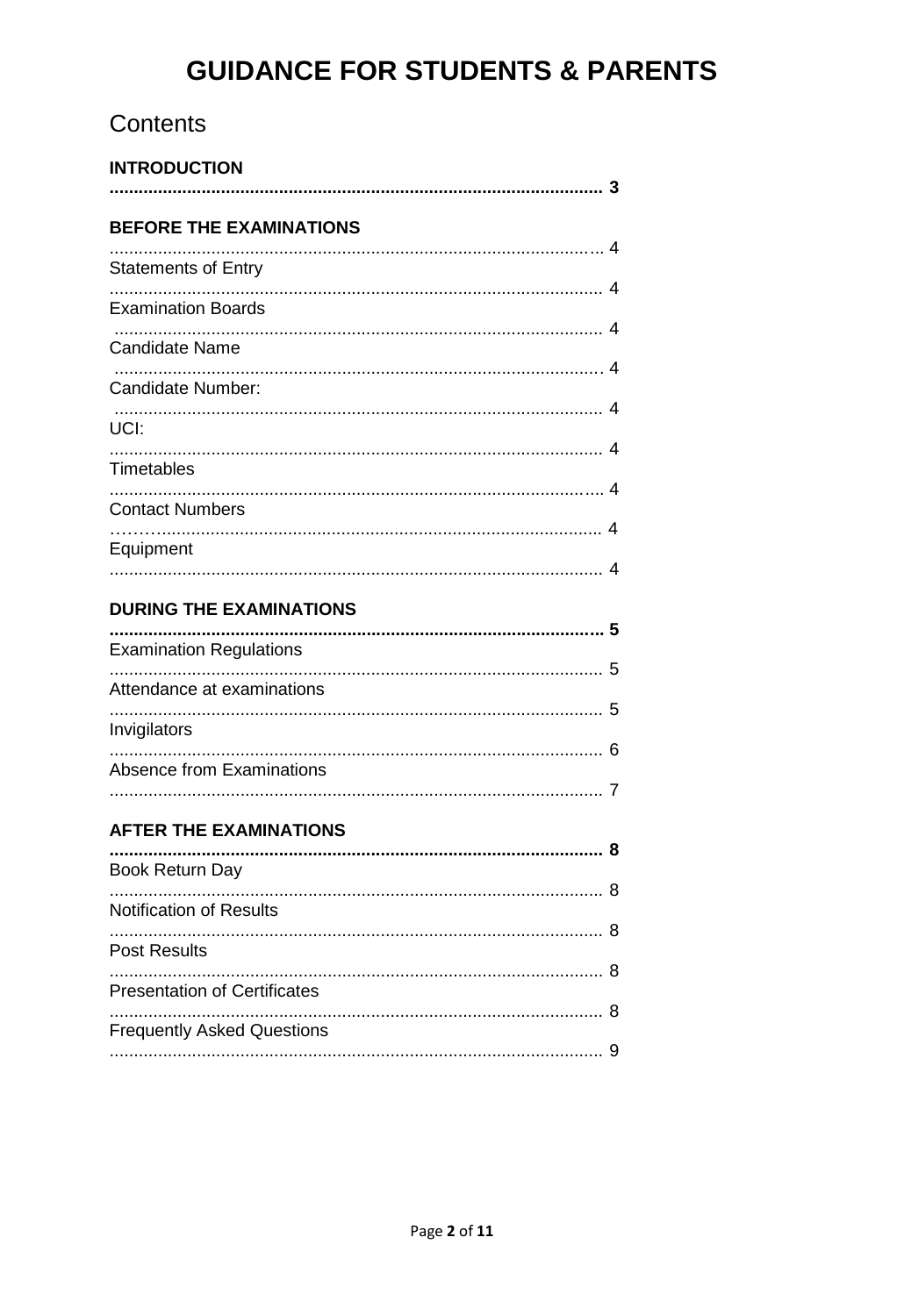# GUIDANCE FOR STUDENTS & PARENTS

## Contents

**INTRODUCTION** ..................... **3**

**BEFORE THE EXAMINATIONS** ..................... 4

Statements of Entry ..................... 4

Examination Boards ..................... 4

Candidate Name ..................... 4

Candidate Number: ..................... 4

UCI: ..................... 4

Timetables ..................... 4

Contact Numbers ..................... 4

Equipment ..................... 4

**DURING THE EXAMINATIONS** ..................... **5**

Examination Regulations ..................... 5

Attendance at examinations ..................... 5

Invigilators ..................... 6

Absence from Examinations ..................... 7

**AFTER THE EXAMINATIONS** ..................... **8**

Book Return Day ..................... 8

Notification of Results ..................... 8

Post Results ..................... 8

Presentation of Certificates ..................... 8

Frequently Asked Questions ..................... 9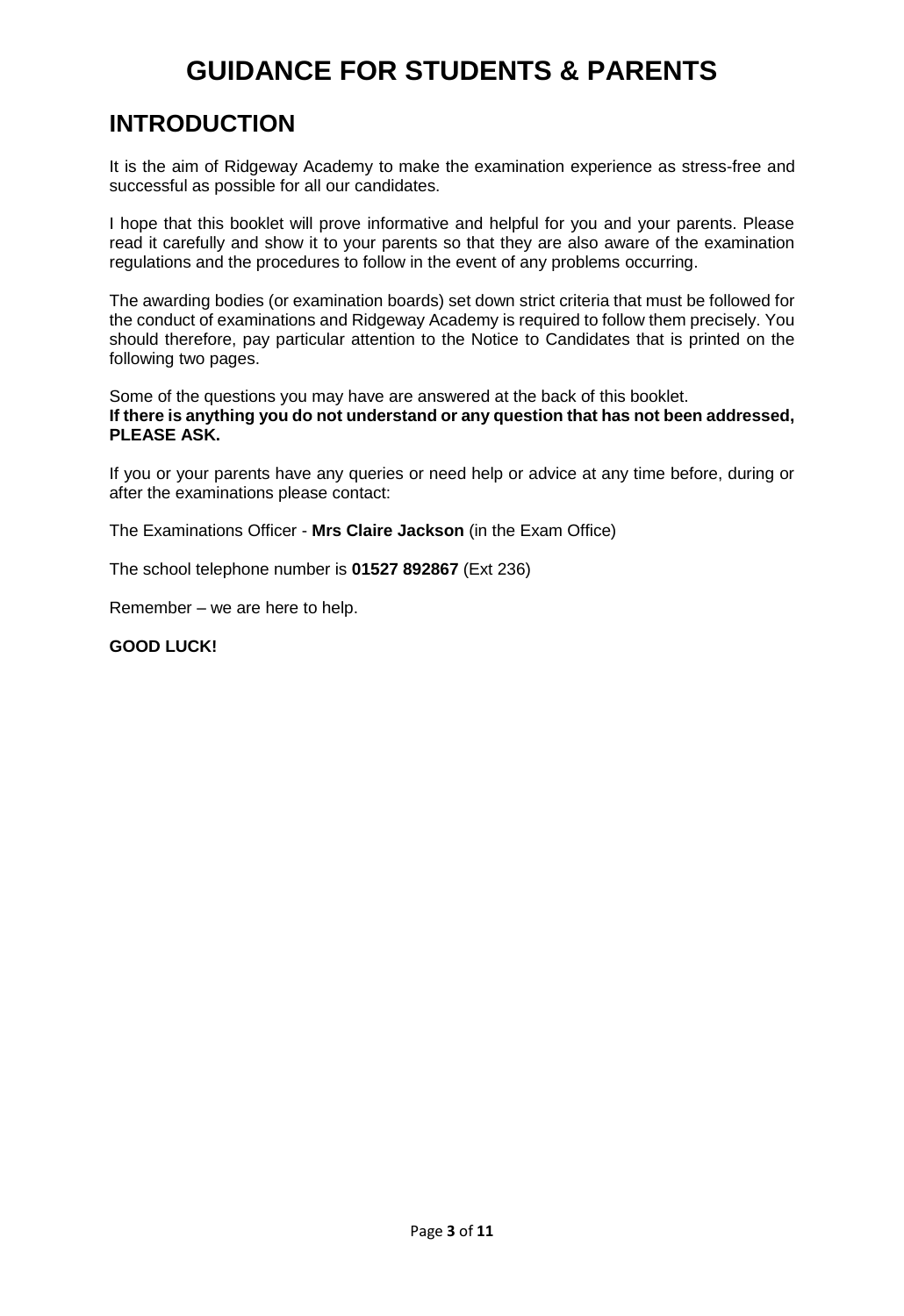# GUIDANCE FOR STUDENTS & PARENTS

## INTRODUCTION

It is the aim of Ridgeway Academy to make the examination experience as stress-free and successful as possible for all our candidates.

I hope that this booklet will prove informative and helpful for you and your parents. Please read it carefully and show it to your parents so that they are also aware of the examination regulations and the procedures to follow in the event of any problems occurring.

The awarding bodies (or examination boards) set down strict criteria that must be followed for the conduct of examinations and Ridgeway Academy is required to follow them precisely. You should therefore, pay particular attention to the Notice to Candidates that is printed on the following two pages.

Some of the questions you may have are answered at the back of this booklet.
**If there is anything you do not understand or any question that has not been addressed, PLEASE ASK.**

If you or your parents have any queries or need help or advice at any time before, during or after the examinations please contact:

The Examinations Officer - **Mrs Claire Jackson** (in the Exam Office)

The school telephone number is **01527 892867** (Ext 236)

Remember – we are here to help.

**GOOD LUCK!**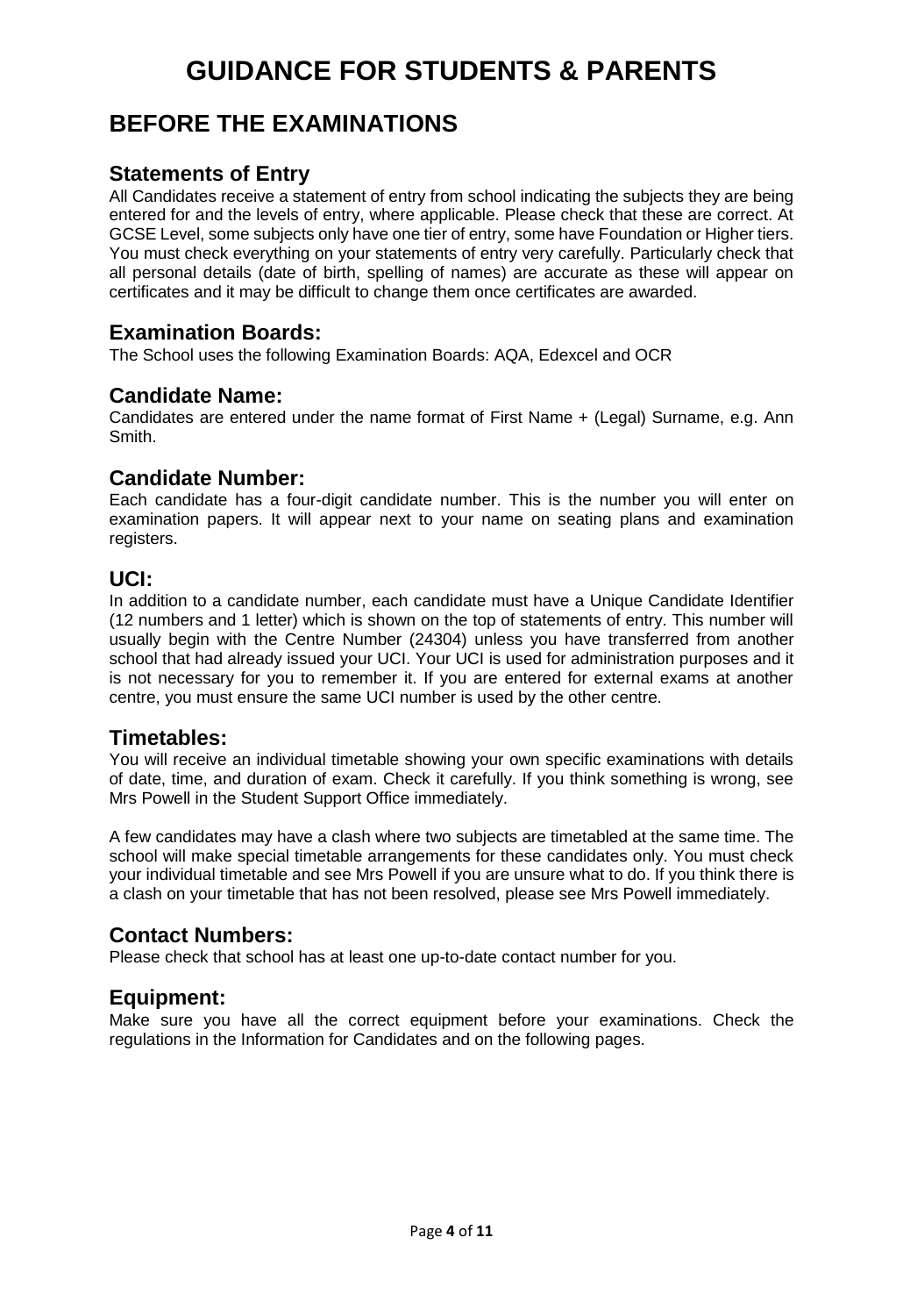# GUIDANCE FOR STUDENTS & PARENTS

## BEFORE THE EXAMINATIONS

### Statements of Entry

All Candidates receive a statement of entry from school indicating the subjects they are being entered for and the levels of entry, where applicable. Please check that these are correct. At GCSE Level, some subjects only have one tier of entry, some have Foundation or Higher tiers. You must check everything on your statements of entry very carefully. Particularly check that all personal details (date of birth, spelling of names) are accurate as these will appear on certificates and it may be difficult to change them once certificates are awarded.

### Examination Boards:

The School uses the following Examination Boards: AQA, Edexcel and OCR

### Candidate Name:

Candidates are entered under the name format of First Name + (Legal) Surname, e.g. Ann Smith.

### Candidate Number:

Each candidate has a four-digit candidate number. This is the number you will enter on examination papers. It will appear next to your name on seating plans and examination registers.

### UCI:

In addition to a candidate number, each candidate must have a Unique Candidate Identifier (12 numbers and 1 letter) which is shown on the top of statements of entry. This number will usually begin with the Centre Number (24304) unless you have transferred from another school that had already issued your UCI. Your UCI is used for administration purposes and it is not necessary for you to remember it. If you are entered for external exams at another centre, you must ensure the same UCI number is used by the other centre.

### Timetables:

You will receive an individual timetable showing your own specific examinations with details of date, time, and duration of exam. Check it carefully. If you think something is wrong, see Mrs Powell in the Student Support Office immediately.

A few candidates may have a clash where two subjects are timetabled at the same time. The school will make special timetable arrangements for these candidates only. You must check your individual timetable and see Mrs Powell if you are unsure what to do. If you think there is a clash on your timetable that has not been resolved, please see Mrs Powell immediately.

### Contact Numbers:

Please check that school has at least one up-to-date contact number for you.

### Equipment:

Make sure you have all the correct equipment before your examinations. Check the regulations in the Information for Candidates and on the following pages.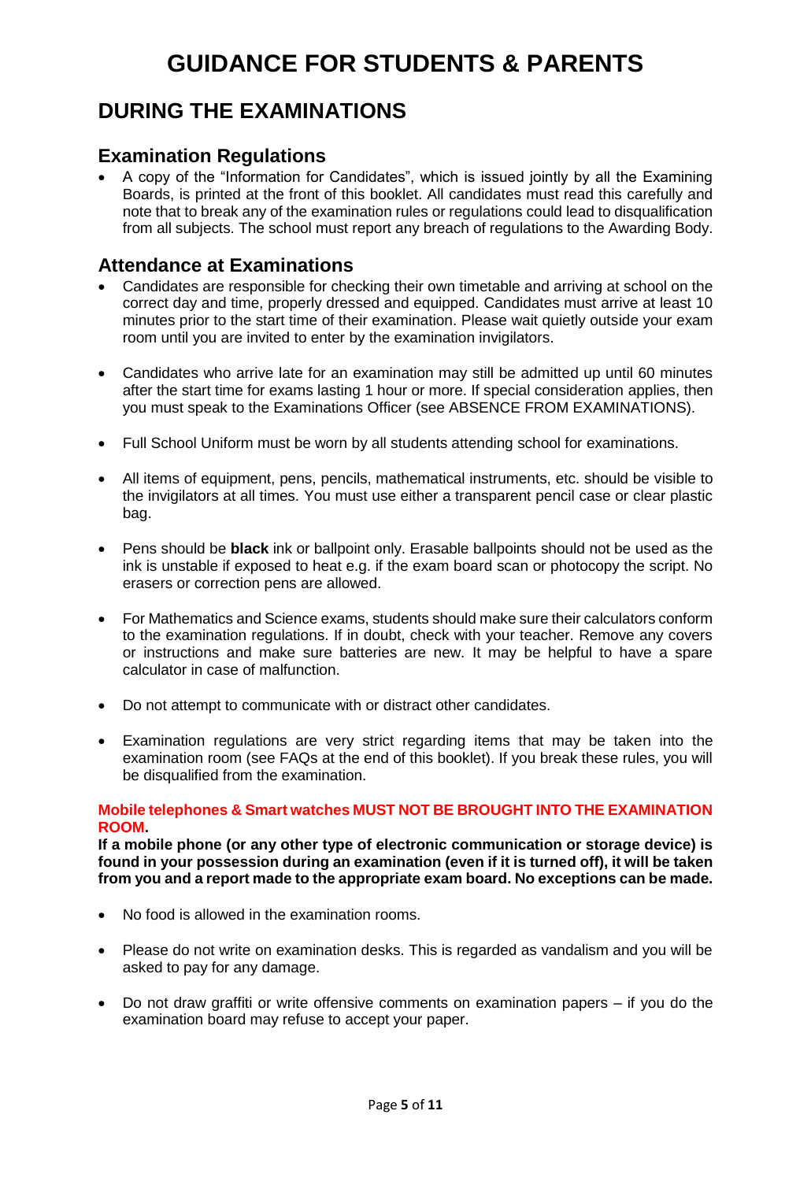# GUIDANCE FOR STUDENTS & PARENTS

## DURING THE EXAMINATIONS

### Examination Regulations

- A copy of the "Information for Candidates", which is issued jointly by all the Examining Boards, is printed at the front of this booklet. All candidates must read this carefully and note that to break any of the examination rules or regulations could lead to disqualification from all subjects. The school must report any breach of regulations to the Awarding Body.

### Attendance at Examinations

- Candidates are responsible for checking their own timetable and arriving at school on the correct day and time, properly dressed and equipped. Candidates must arrive at least 10 minutes prior to the start time of their examination. Please wait quietly outside your exam room until you are invited to enter by the examination invigilators.

- Candidates who arrive late for an examination may still be admitted up until 60 minutes after the start time for exams lasting 1 hour or more. If special consideration applies, then you must speak to the Examinations Officer (see ABSENCE FROM EXAMINATIONS).

- Full School Uniform must be worn by all students attending school for examinations.

- All items of equipment, pens, pencils, mathematical instruments, etc. should be visible to the invigilators at all times. You must use either a transparent pencil case or clear plastic bag.

- Pens should be **black** ink or ballpoint only. Erasable ballpoints should not be used as the ink is unstable if exposed to heat e.g. if the exam board scan or photocopy the script. No erasers or correction pens are allowed.

- For Mathematics and Science exams, students should make sure their calculators conform to the examination regulations. If in doubt, check with your teacher. Remove any covers or instructions and make sure batteries are new. It may be helpful to have a spare calculator in case of malfunction.

- Do not attempt to communicate with or distract other candidates.

- Examination regulations are very strict regarding items that may be taken into the examination room (see FAQs at the end of this booklet). If you break these rules, you will be disqualified from the examination.

**Mobile telephones & Smart watches MUST NOT BE BROUGHT INTO THE EXAMINATION ROOM.**

**If a mobile phone (or any other type of electronic communication or storage device) is found in your possession during an examination (even if it is turned off), it will be taken from you and a report made to the appropriate exam board. No exceptions can be made.**

- No food is allowed in the examination rooms.

- Please do not write on examination desks. This is regarded as vandalism and you will be asked to pay for any damage.

- Do not draw graffiti or write offensive comments on examination papers – if you do the examination board may refuse to accept your paper.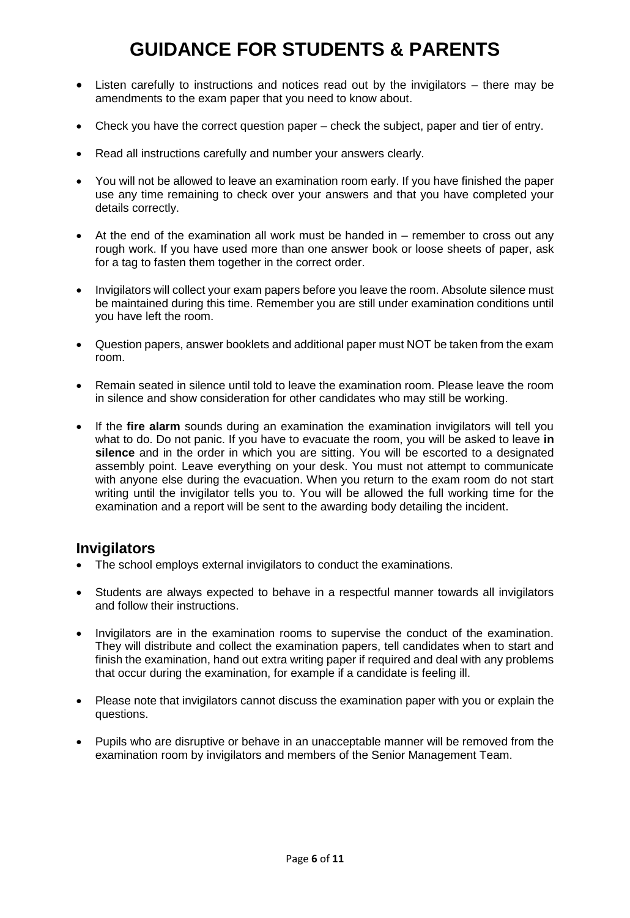# GUIDANCE FOR STUDENTS & PARENTS

- Listen carefully to instructions and notices read out by the invigilators – there may be amendments to the exam paper that you need to know about.
- Check you have the correct question paper – check the subject, paper and tier of entry.
- Read all instructions carefully and number your answers clearly.
- You will not be allowed to leave an examination room early. If you have finished the paper use any time remaining to check over your answers and that you have completed your details correctly.
- At the end of the examination all work must be handed in – remember to cross out any rough work. If you have used more than one answer book or loose sheets of paper, ask for a tag to fasten them together in the correct order.
- Invigilators will collect your exam papers before you leave the room. Absolute silence must be maintained during this time. Remember you are still under examination conditions until you have left the room.
- Question papers, answer booklets and additional paper must NOT be taken from the exam room.
- Remain seated in silence until told to leave the examination room. Please leave the room in silence and show consideration for other candidates who may still be working.
- If the **fire alarm** sounds during an examination the examination invigilators will tell you what to do. Do not panic. If you have to evacuate the room, you will be asked to leave **in silence** and in the order in which you are sitting. You will be escorted to a designated assembly point. Leave everything on your desk. You must not attempt to communicate with anyone else during the evacuation. When you return to the exam room do not start writing until the invigilator tells you to. You will be allowed the full working time for the examination and a report will be sent to the awarding body detailing the incident.

## Invigilators

- The school employs external invigilators to conduct the examinations.
- Students are always expected to behave in a respectful manner towards all invigilators and follow their instructions.
- Invigilators are in the examination rooms to supervise the conduct of the examination. They will distribute and collect the examination papers, tell candidates when to start and finish the examination, hand out extra writing paper if required and deal with any problems that occur during the examination, for example if a candidate is feeling ill.
- Please note that invigilators cannot discuss the examination paper with you or explain the questions.
- Pupils who are disruptive or behave in an unacceptable manner will be removed from the examination room by invigilators and members of the Senior Management Team.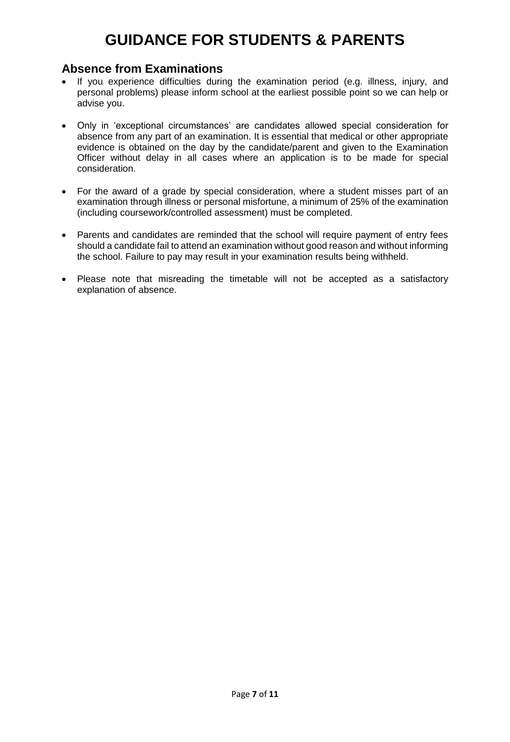# GUIDANCE FOR STUDENTS & PARENTS

## Absence from Examinations

- If you experience difficulties during the examination period (e.g. illness, injury, and personal problems) please inform school at the earliest possible point so we can help or advise you.

- Only in 'exceptional circumstances' are candidates allowed special consideration for absence from any part of an examination. It is essential that medical or other appropriate evidence is obtained on the day by the candidate/parent and given to the Examination Officer without delay in all cases where an application is to be made for special consideration.

- For the award of a grade by special consideration, where a student misses part of an examination through illness or personal misfortune, a minimum of 25% of the examination (including coursework/controlled assessment) must be completed.

- Parents and candidates are reminded that the school will require payment of entry fees should a candidate fail to attend an examination without good reason and without informing the school. Failure to pay may result in your examination results being withheld.

- Please note that misreading the timetable will not be accepted as a satisfactory explanation of absence.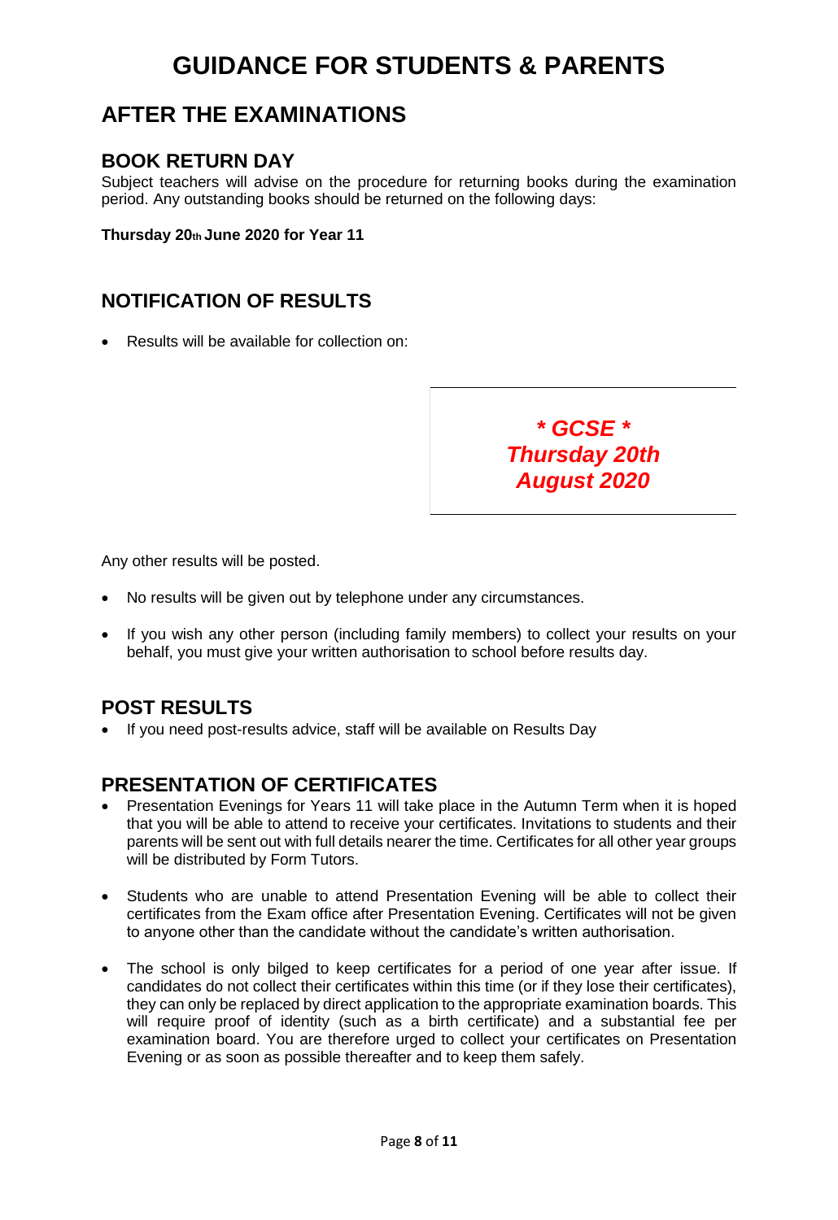# GUIDANCE FOR STUDENTS & PARENTS

## AFTER THE EXAMINATIONS

### BOOK RETURN DAY

Subject teachers will advise on the procedure for returning books during the examination period. Any outstanding books should be returned on the following days:

**Thursday 20th June 2020 for Year 11**

### NOTIFICATION OF RESULTS

- Results will be available for collection on:

***\* GCSE \****
***Thursday 20th August 2020***

Any other results will be posted.

- No results will be given out by telephone under any circumstances.
- If you wish any other person (including family members) to collect your results on your behalf, you must give your written authorisation to school before results day.

### POST RESULTS

- If you need post-results advice, staff will be available on Results Day

### PRESENTATION OF CERTIFICATES

- Presentation Evenings for Years 11 will take place in the Autumn Term when it is hoped that you will be able to attend to receive your certificates. Invitations to students and their parents will be sent out with full details nearer the time. Certificates for all other year groups will be distributed by Form Tutors.
- Students who are unable to attend Presentation Evening will be able to collect their certificates from the Exam office after Presentation Evening. Certificates will not be given to anyone other than the candidate without the candidate's written authorisation.
- The school is only bilged to keep certificates for a period of one year after issue. If candidates do not collect their certificates within this time (or if they lose their certificates), they can only be replaced by direct application to the appropriate examination boards. This will require proof of identity (such as a birth certificate) and a substantial fee per examination board. You are therefore urged to collect your certificates on Presentation Evening or as soon as possible thereafter and to keep them safely.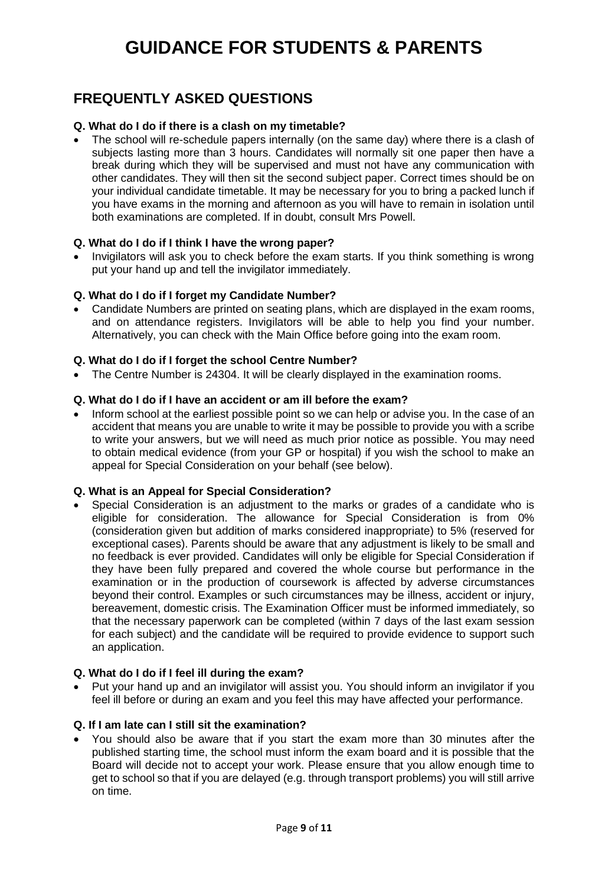# GUIDANCE FOR STUDENTS & PARENTS

## FREQUENTLY ASKED QUESTIONS

**Q. What do I do if there is a clash on my timetable?**

- The school will re-schedule papers internally (on the same day) where there is a clash of subjects lasting more than 3 hours. Candidates will normally sit one paper then have a break during which they will be supervised and must not have any communication with other candidates. They will then sit the second subject paper. Correct times should be on your individual candidate timetable. It may be necessary for you to bring a packed lunch if you have exams in the morning and afternoon as you will have to remain in isolation until both examinations are completed. If in doubt, consult Mrs Powell.

**Q. What do I do if I think I have the wrong paper?**

- Invigilators will ask you to check before the exam starts. If you think something is wrong put your hand up and tell the invigilator immediately.

**Q. What do I do if I forget my Candidate Number?**

- Candidate Numbers are printed on seating plans, which are displayed in the exam rooms, and on attendance registers. Invigilators will be able to help you find your number. Alternatively, you can check with the Main Office before going into the exam room.

**Q. What do I do if I forget the school Centre Number?**

- The Centre Number is 24304. It will be clearly displayed in the examination rooms.

**Q. What do I do if I have an accident or am ill before the exam?**

- Inform school at the earliest possible point so we can help or advise you. In the case of an accident that means you are unable to write it may be possible to provide you with a scribe to write your answers, but we will need as much prior notice as possible. You may need to obtain medical evidence (from your GP or hospital) if you wish the school to make an appeal for Special Consideration on your behalf (see below).

**Q. What is an Appeal for Special Consideration?**

- Special Consideration is an adjustment to the marks or grades of a candidate who is eligible for consideration. The allowance for Special Consideration is from 0% (consideration given but addition of marks considered inappropriate) to 5% (reserved for exceptional cases). Parents should be aware that any adjustment is likely to be small and no feedback is ever provided. Candidates will only be eligible for Special Consideration if they have been fully prepared and covered the whole course but performance in the examination or in the production of coursework is affected by adverse circumstances beyond their control. Examples or such circumstances may be illness, accident or injury, bereavement, domestic crisis. The Examination Officer must be informed immediately, so that the necessary paperwork can be completed (within 7 days of the last exam session for each subject) and the candidate will be required to provide evidence to support such an application.

**Q. What do I do if I feel ill during the exam?**

- Put your hand up and an invigilator will assist you. You should inform an invigilator if you feel ill before or during an exam and you feel this may have affected your performance.

**Q. If I am late can I still sit the examination?**

- You should also be aware that if you start the exam more than 30 minutes after the published starting time, the school must inform the exam board and it is possible that the Board will decide not to accept your work. Please ensure that you allow enough time to get to school so that if you are delayed (e.g. through transport problems) you will still arrive on time.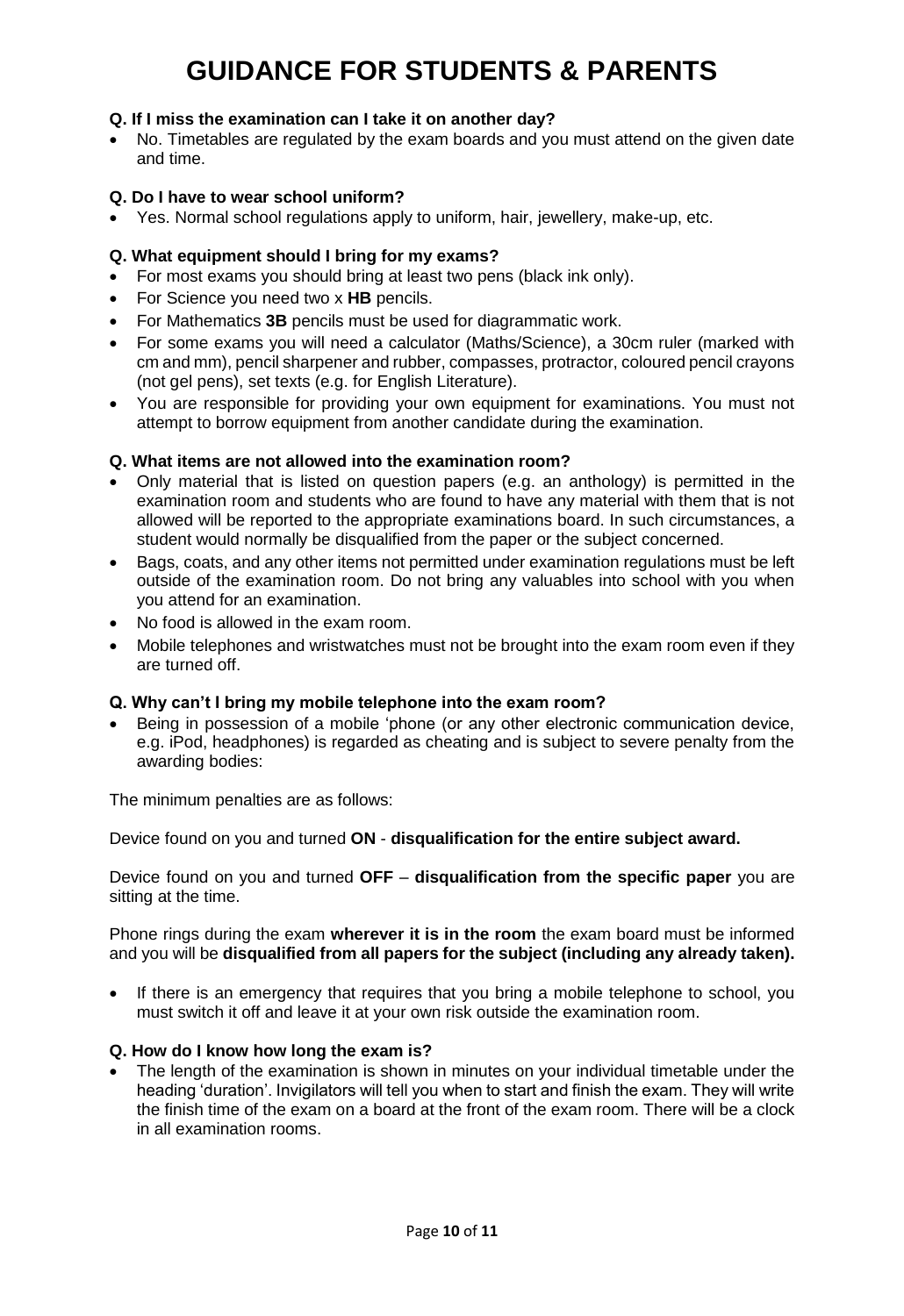# GUIDANCE FOR STUDENTS & PARENTS

**Q. If I miss the examination can I take it on another day?**

- No. Timetables are regulated by the exam boards and you must attend on the given date and time.

**Q. Do I have to wear school uniform?**

- Yes. Normal school regulations apply to uniform, hair, jewellery, make-up, etc.

**Q. What equipment should I bring for my exams?**

- For most exams you should bring at least two pens (black ink only).
- For Science you need two x **HB** pencils.
- For Mathematics **3B** pencils must be used for diagrammatic work.
- For some exams you will need a calculator (Maths/Science), a 30cm ruler (marked with cm and mm), pencil sharpener and rubber, compasses, protractor, coloured pencil crayons (not gel pens), set texts (e.g. for English Literature).
- You are responsible for providing your own equipment for examinations. You must not attempt to borrow equipment from another candidate during the examination.

**Q. What items are not allowed into the examination room?**

- Only material that is listed on question papers (e.g. an anthology) is permitted in the examination room and students who are found to have any material with them that is not allowed will be reported to the appropriate examinations board. In such circumstances, a student would normally be disqualified from the paper or the subject concerned.
- Bags, coats, and any other items not permitted under examination regulations must be left outside of the examination room. Do not bring any valuables into school with you when you attend for an examination.
- No food is allowed in the exam room.
- Mobile telephones and wristwatches must not be brought into the exam room even if they are turned off.

**Q. Why can't I bring my mobile telephone into the exam room?**

- Being in possession of a mobile 'phone (or any other electronic communication device, e.g. iPod, headphones) is regarded as cheating and is subject to severe penalty from the awarding bodies:

The minimum penalties are as follows:

Device found on you and turned **ON** - **disqualification for the entire subject award.**

Device found on you and turned **OFF** – **disqualification from the specific paper** you are sitting at the time.

Phone rings during the exam **wherever it is in the room** the exam board must be informed and you will be **disqualified from all papers for the subject (including any already taken).**

- If there is an emergency that requires that you bring a mobile telephone to school, you must switch it off and leave it at your own risk outside the examination room.

**Q. How do I know how long the exam is?**

- The length of the examination is shown in minutes on your individual timetable under the heading 'duration'. Invigilators will tell you when to start and finish the exam. They will write the finish time of the exam on a board at the front of the exam room. There will be a clock in all examination rooms.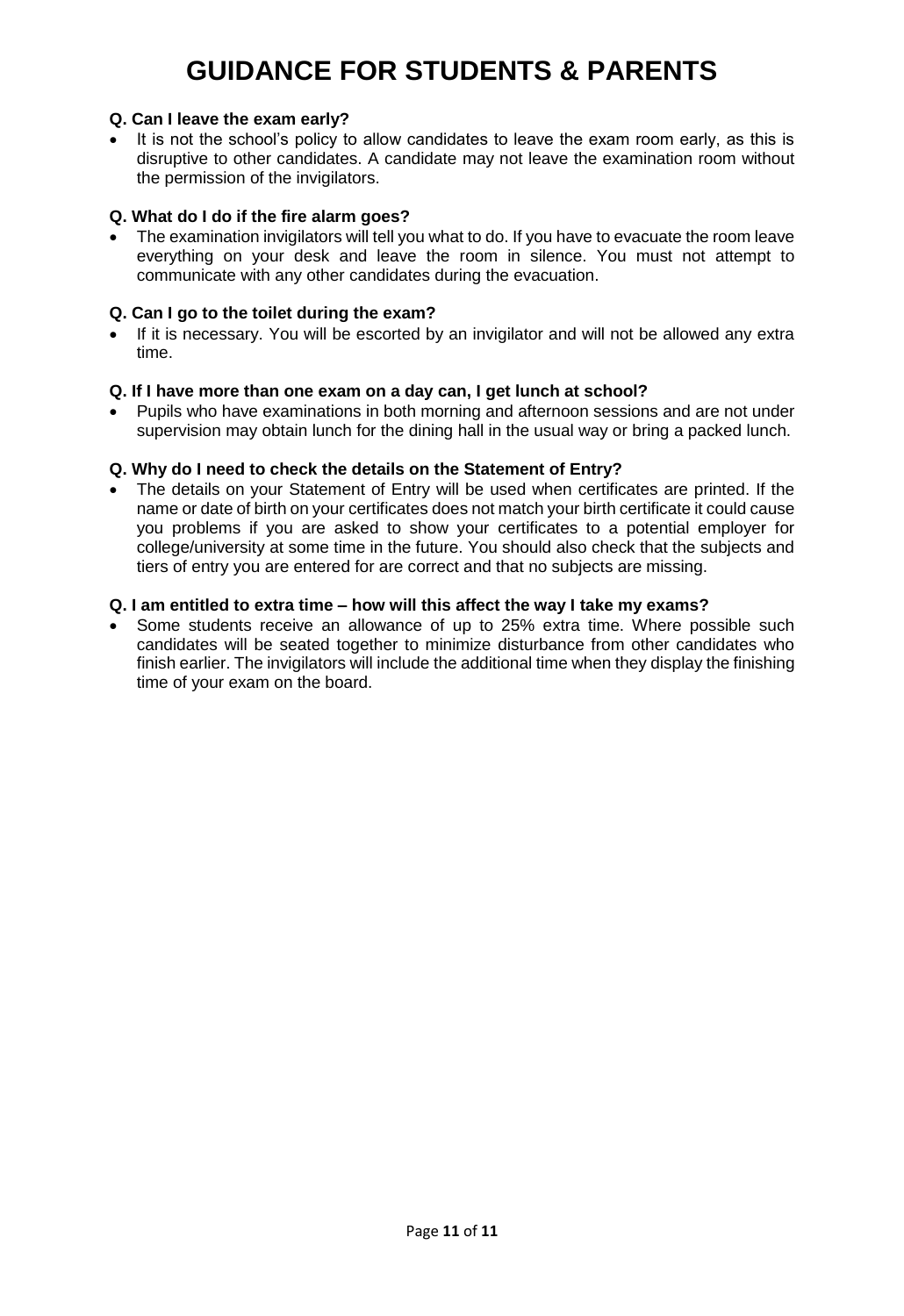# GUIDANCE FOR STUDENTS & PARENTS

**Q. Can I leave the exam early?**

- It is not the school's policy to allow candidates to leave the exam room early, as this is disruptive to other candidates. A candidate may not leave the examination room without the permission of the invigilators.

**Q. What do I do if the fire alarm goes?**

- The examination invigilators will tell you what to do. If you have to evacuate the room leave everything on your desk and leave the room in silence. You must not attempt to communicate with any other candidates during the evacuation.

**Q. Can I go to the toilet during the exam?**

- If it is necessary. You will be escorted by an invigilator and will not be allowed any extra time.

**Q. If I have more than one exam on a day can, I get lunch at school?**

- Pupils who have examinations in both morning and afternoon sessions and are not under supervision may obtain lunch for the dining hall in the usual way or bring a packed lunch.

**Q. Why do I need to check the details on the Statement of Entry?**

- The details on your Statement of Entry will be used when certificates are printed. If the name or date of birth on your certificates does not match your birth certificate it could cause you problems if you are asked to show your certificates to a potential employer for college/university at some time in the future. You should also check that the subjects and tiers of entry you are entered for are correct and that no subjects are missing.

**Q. I am entitled to extra time – how will this affect the way I take my exams?**

- Some students receive an allowance of up to 25% extra time. Where possible such candidates will be seated together to minimize disturbance from other candidates who finish earlier. The invigilators will include the additional time when they display the finishing time of your exam on the board.